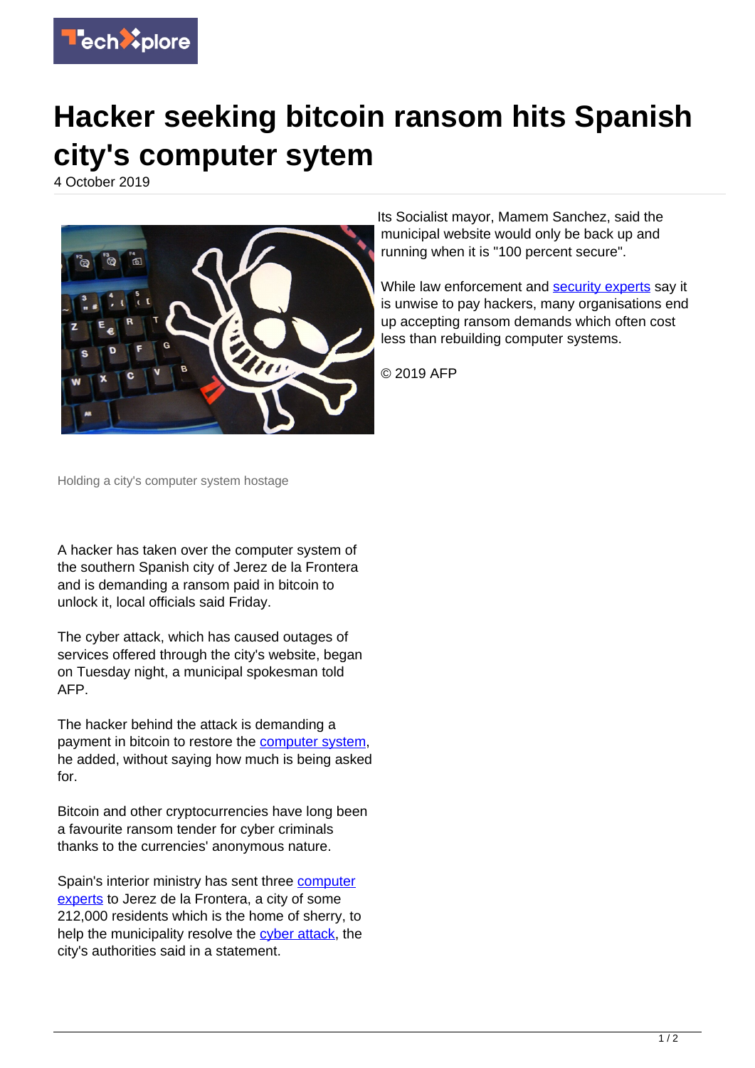# Hacker seeking bitcoin ransom hits Spanish city's computer sytem

4 October 2019

Holding a city's computer system hostage

A hacker has taken over the computer system of the southern Spanish city of Jerez de la Frontera and is demanding a ransom paid in bitcoin to unlock it, local officials said Friday.

The cyber attack, which has caused outages of services offered through the city's website, began on Tuesday night, a municipal spokesman told AFP.

The hacker behind the attack is demanding a payment in bitcoin to restore the computer system, he added, without saying how much is being asked for.

Bitcoin and other cryptocurrencies have long been a favourite ransom tender for cyber criminals thanks to the currencies' anonymous nature.

Spain's interior ministry has sent three computer experts to Jerez de la Frontera, a city of some 212,000 residents which is the home of sherry, to help the municipality resolve the cyber attack, the city's authorities said in a statement.

Its Socialist mayor, Mamem Sanchez, said the municipal website would only be back up and running when it is "100 percent secure".

While law enforcement and security experts say it is unwise to pay hackers, many organisations end up accepting ransom demands which often cost less than rebuilding computer systems.

© 2019 AFP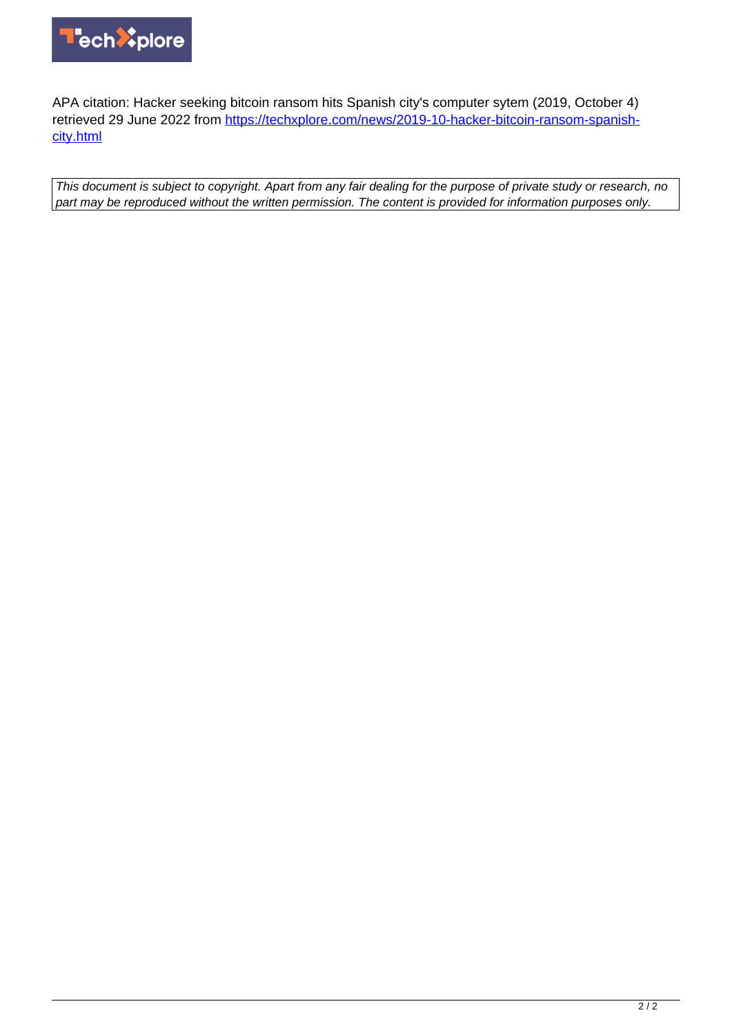APA citation: Hacker seeking bitcoin ransom hits Spanish city's computer sytem (2019, October 4) retrieved 29 June 2022 from https://techxplore.com/news/2019-10-hacker-bitcoin-ransom-spanish-city.html

*This document is subject to copyright. Apart from any fair dealing for the purpose of private study or research, no part may be reproduced without the written permission. The content is provided for information purposes only.*